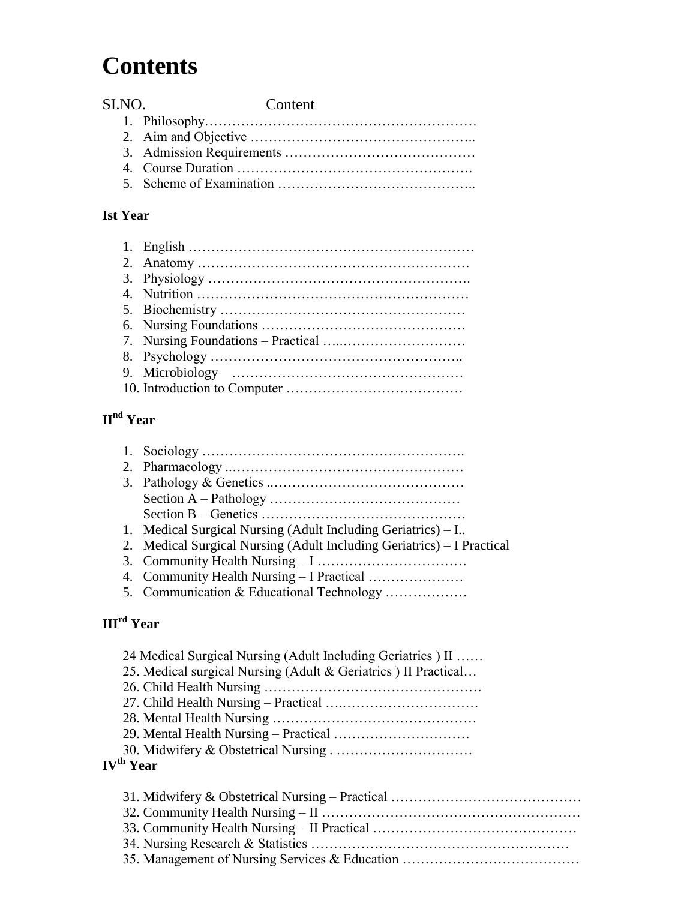# Contents

SI.NO. Content

1. Philosophy……………………………………………………
2. Aim and Objective ………………………………………..
3. Admission Requirements …………………………………
4. Course Duration ………………………………………….
5. Scheme of Examination …………………………………..

**Ist Year**

1. English ……………………………………………………
2. Anatomy …………………………………………………
3. Physiology ……………………………………………….
4. Nutrition …………………………………………………
5. Biochemistry ……………………………………………
6. Nursing Foundations ……………………………………
7. Nursing Foundations – Practical …..………………………
8. Psychology ……………………………………………..
9. Microbiology ……………………………………………
10. Introduction to Computer ………………………………

**II[nd] Year**

1. Sociology ……………………………………………….
2. Pharmacology ..……………………………………………
3. Pathology & Genetics ..……………………………………
   Section A – Pathology ……………………………………
   Section B – Genetics ………………………………………
1. Medical Surgical Nursing (Adult Including Geriatrics) – I..
2. Medical Surgical Nursing (Adult Including Geriatrics) – I Practical
3. Community Health Nursing – I ……………………………
4. Community Health Nursing – I Practical …………………
5. Communication & Educational Technology ………………

**III[rd] Year**

24 Medical Surgical Nursing (Adult Including Geriatrics ) II ……
25. Medical surgical Nursing (Adult & Geriatrics ) II Practical…
26. Child Health Nursing …………………………………………
27. Child Health Nursing – Practical …..…………………………
28. Mental Health Nursing ………………………………………
29. Mental Health Nursing – Practical …………………………
30. Midwifery & Obstetrical Nursing . …………………………

**IV[th] Year**

31. Midwifery & Obstetrical Nursing – Practical ……………………………………
32. Community Health Nursing – II ………………………………………………
33. Community Health Nursing – II Practical ……………………………………
34. Nursing Research & Statistics …………………………………………………
35. Management of Nursing Services & Education ………………………………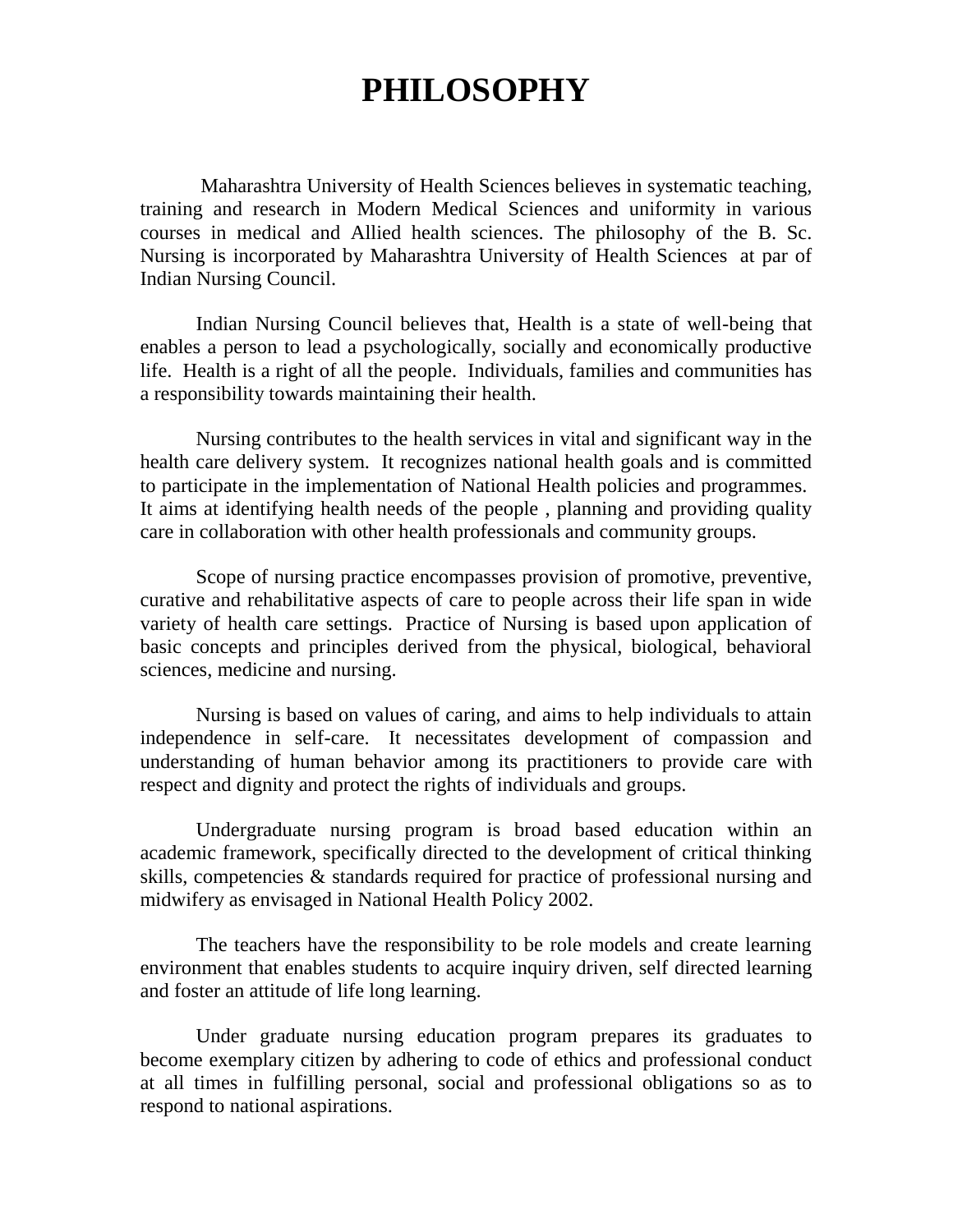# PHILOSOPHY

Maharashtra University of Health Sciences believes in systematic teaching, training and research in Modern Medical Sciences and uniformity in various courses in medical and Allied health sciences. The philosophy of the B. Sc. Nursing is incorporated by Maharashtra University of Health Sciences at par of Indian Nursing Council.

Indian Nursing Council believes that, Health is a state of well-being that enables a person to lead a psychologically, socially and economically productive life. Health is a right of all the people. Individuals, families and communities has a responsibility towards maintaining their health.

Nursing contributes to the health services in vital and significant way in the health care delivery system. It recognizes national health goals and is committed to participate in the implementation of National Health policies and programmes. It aims at identifying health needs of the people , planning and providing quality care in collaboration with other health professionals and community groups.

Scope of nursing practice encompasses provision of promotive, preventive, curative and rehabilitative aspects of care to people across their life span in wide variety of health care settings. Practice of Nursing is based upon application of basic concepts and principles derived from the physical, biological, behavioral sciences, medicine and nursing.

Nursing is based on values of caring, and aims to help individuals to attain independence in self-care. It necessitates development of compassion and understanding of human behavior among its practitioners to provide care with respect and dignity and protect the rights of individuals and groups.

Undergraduate nursing program is broad based education within an academic framework, specifically directed to the development of critical thinking skills, competencies & standards required for practice of professional nursing and midwifery as envisaged in National Health Policy 2002.

The teachers have the responsibility to be role models and create learning environment that enables students to acquire inquiry driven, self directed learning and foster an attitude of life long learning.

Under graduate nursing education program prepares its graduates to become exemplary citizen by adhering to code of ethics and professional conduct at all times in fulfilling personal, social and professional obligations so as to respond to national aspirations.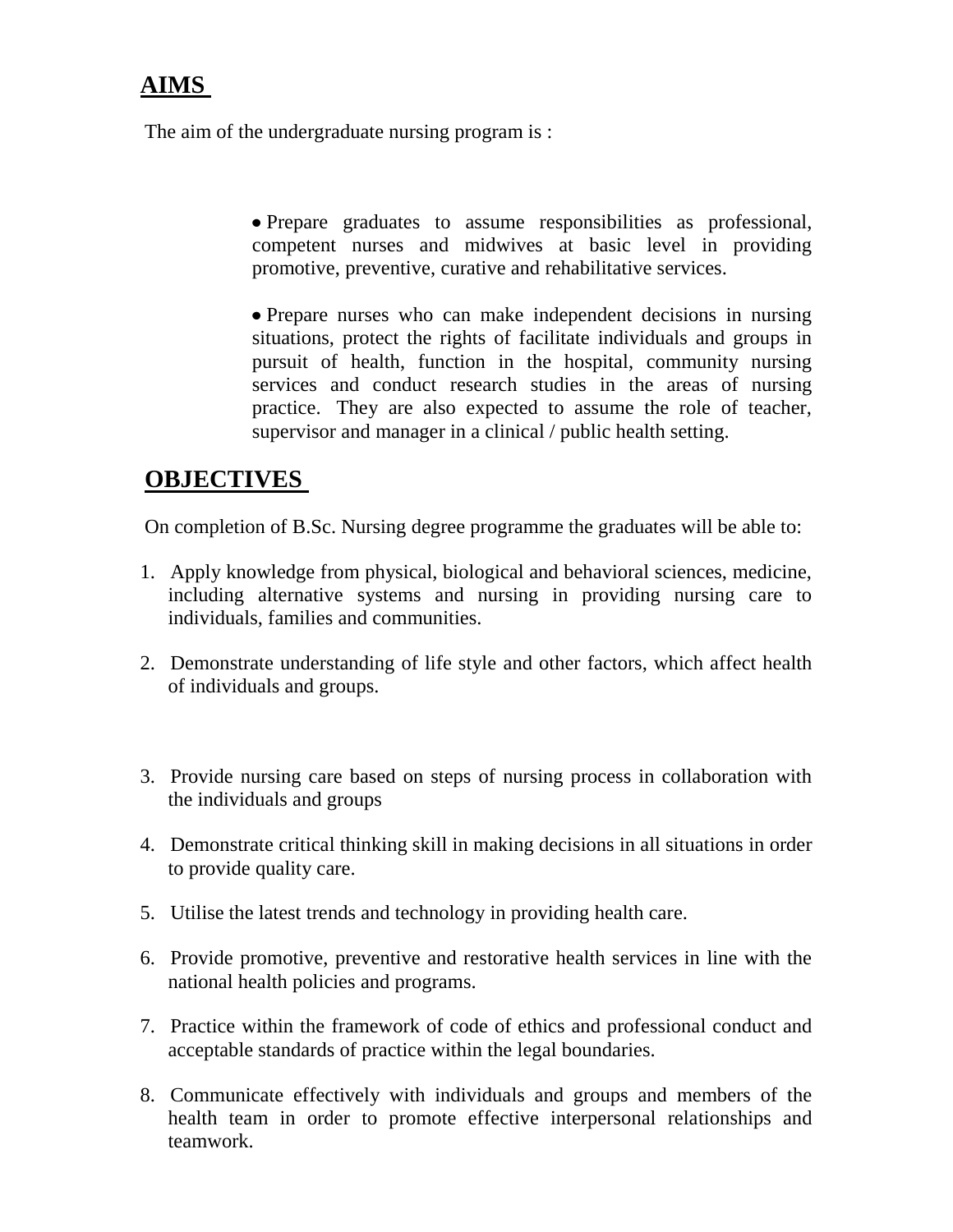## AIMS

The aim of the undergraduate nursing program is :

- Prepare graduates to assume responsibilities as professional, competent nurses and midwives at basic level in providing promotive, preventive, curative and rehabilitative services.

- Prepare nurses who can make independent decisions in nursing situations, protect the rights of facilitate individuals and groups in pursuit of health, function in the hospital, community nursing services and conduct research studies in the areas of nursing practice. They are also expected to assume the role of teacher, supervisor and manager in a clinical / public health setting.

## OBJECTIVES

On completion of B.Sc. Nursing degree programme the graduates will be able to:

1. Apply knowledge from physical, biological and behavioral sciences, medicine, including alternative systems and nursing in providing nursing care to individuals, families and communities.

2. Demonstrate understanding of life style and other factors, which affect health of individuals and groups.

3. Provide nursing care based on steps of nursing process in collaboration with the individuals and groups

4. Demonstrate critical thinking skill in making decisions in all situations in order to provide quality care.

5. Utilise the latest trends and technology in providing health care.

6. Provide promotive, preventive and restorative health services in line with the national health policies and programs.

7. Practice within the framework of code of ethics and professional conduct and acceptable standards of practice within the legal boundaries.

8. Communicate effectively with individuals and groups and members of the health team in order to promote effective interpersonal relationships and teamwork.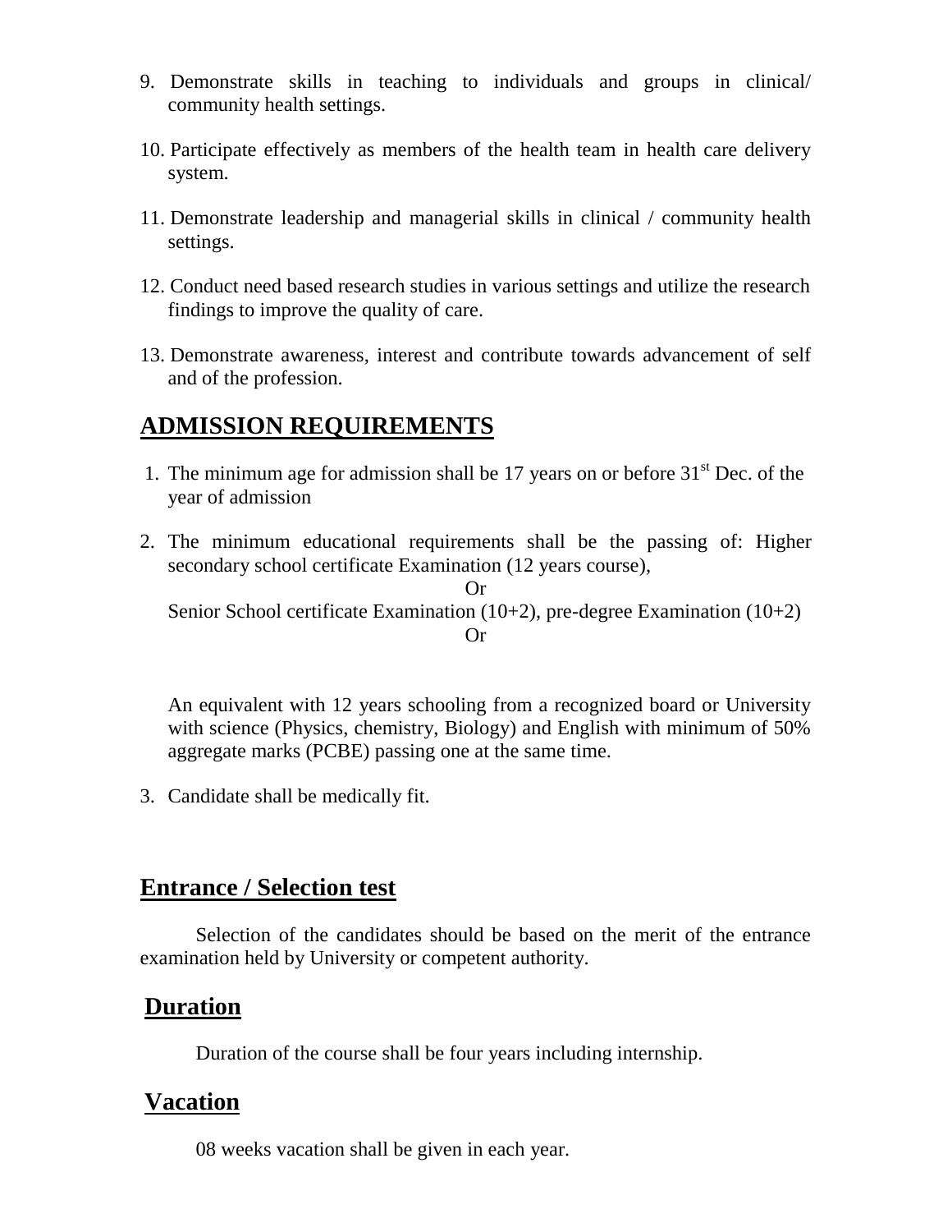9. Demonstrate skills in teaching to individuals and groups in clinical/ community health settings.

10. Participate effectively as members of the health team in health care delivery system.

11. Demonstrate leadership and managerial skills in clinical / community health settings.

12. Conduct need based research studies in various settings and utilize the research findings to improve the quality of care.

13. Demonstrate awareness, interest and contribute towards advancement of self and of the profession.

## ADMISSION REQUIREMENTS

1. The minimum age for admission shall be 17 years on or before 31st Dec. of the year of admission

2. The minimum educational requirements shall be the passing of: Higher secondary school certificate Examination (12 years course),

   Or

   Senior School certificate Examination (10+2), pre-degree Examination (10+2)

   Or

   An equivalent with 12 years schooling from a recognized board or University with science (Physics, chemistry, Biology) and English with minimum of 50% aggregate marks (PCBE) passing one at the same time.

3. Candidate shall be medically fit.

## Entrance / Selection test

Selection of the candidates should be based on the merit of the entrance examination held by University or competent authority.

## Duration

Duration of the course shall be four years including internship.

## Vacation

08 weeks vacation shall be given in each year.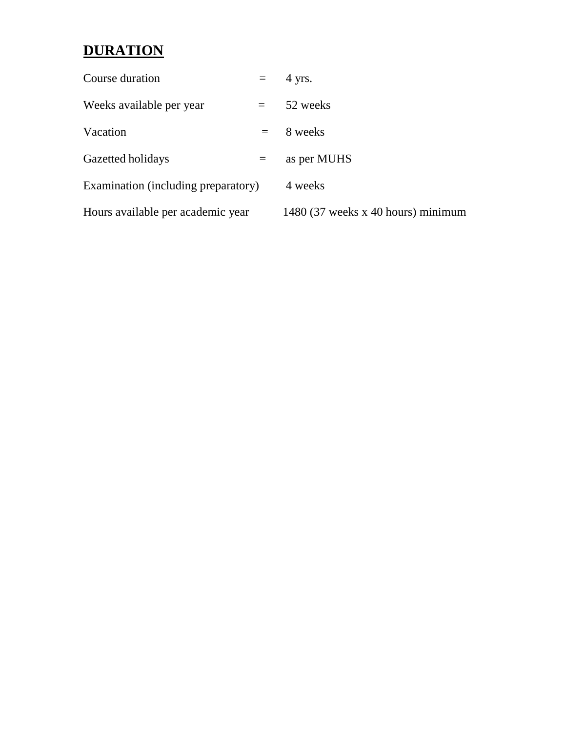## **DURATION**

| | | |
|---|---|---|
| Course duration | = | 4 yrs. |
| Weeks available per year | = | 52 weeks |
| Vacation | = | 8 weeks |
| Gazetted holidays | = | as per MUHS |
| Examination (including preparatory) | | 4 weeks |
| Hours available per academic year | | 1480 (37 weeks x 40 hours) minimum |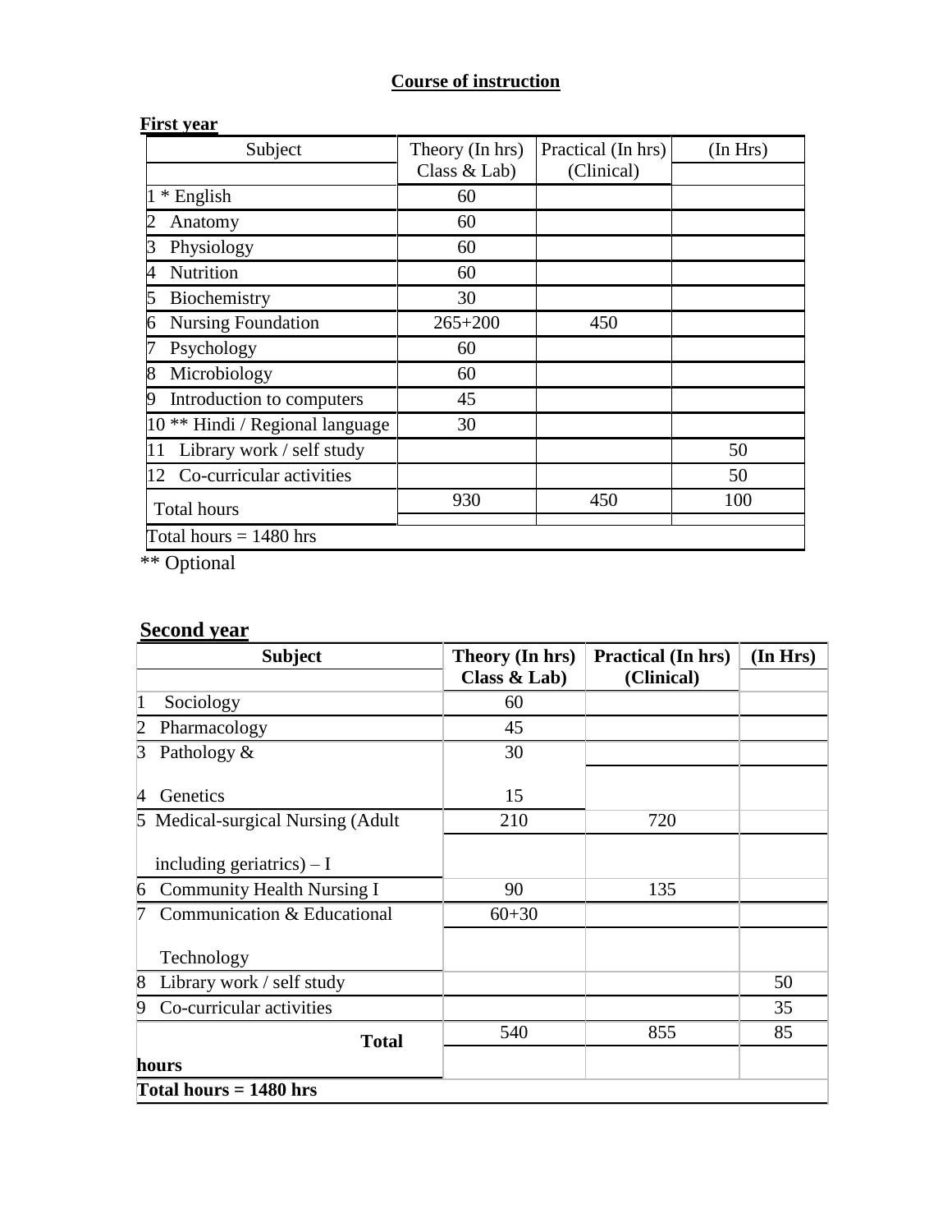**Course of instruction**

**First year**

| Subject | Theory (In hrs) Class & Lab) | Practical (In hrs) (Clinical) | (In Hrs) |
|---|---|---|---|
| 1 * English | 60 | | |
| 2 Anatomy | 60 | | |
| 3 Physiology | 60 | | |
| 4 Nutrition | 60 | | |
| 5 Biochemistry | 30 | | |
| 6 Nursing Foundation | 265+200 | 450 | |
| 7 Psychology | 60 | | |
| 8 Microbiology | 60 | | |
| 9 Introduction to computers | 45 | | |
| 10 ** Hindi / Regional language | 30 | | |
| 11 Library work / self study | | | 50 |
| 12 Co-curricular activities | | | 50 |
| Total hours | 930 | 450 | 100 |
| Total hours = 1480 hrs | | | |

** Optional

**Second year**

| Subject | Theory (In hrs) Class & Lab) | Practical (In hrs) (Clinical) | (In Hrs) |
|---|---|---|---|
| 1 Sociology | 60 | | |
| 2 Pharmacology | 45 | | |
| 3 Pathology & | 30 | | |
| 4 Genetics | 15 | | |
| 5 Medical-surgical Nursing (Adult including geriatrics) – I | 210 | 720 | |
| 6 Community Health Nursing I | 90 | 135 | |
| 7 Communication & Educational Technology | 60+30 | | |
| 8 Library work / self study | | | 50 |
| 9 Co-curricular activities | | | 35 |
| **Total hours** | 540 | 855 | 85 |
| **Total hours = 1480 hrs** | | | |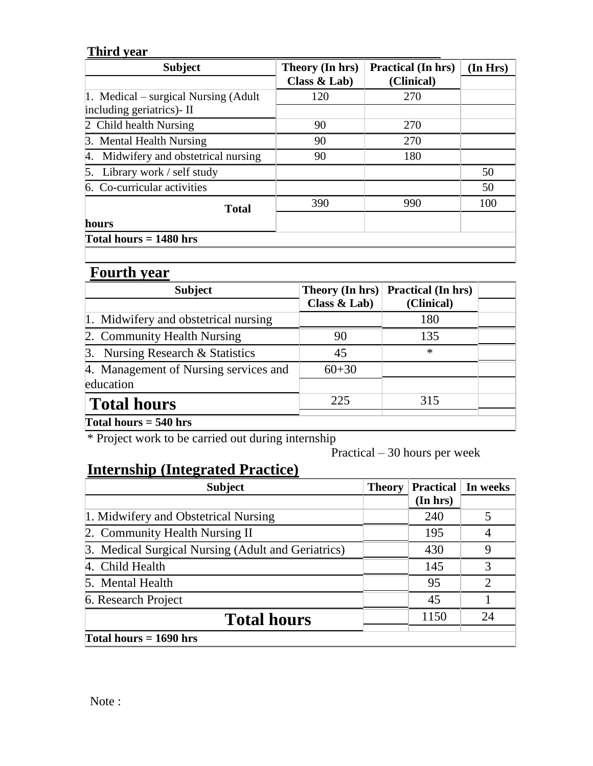## Third year

| Subject | Theory (In hrs) Class & Lab) | Practical (In hrs) (Clinical) | (In Hrs) |
|---|---|---|---|
| 1. Medical – surgical Nursing (Adult including geriatrics)- II | 120 | 270 | |
| 2 Child health Nursing | 90 | 270 | |
| 3. Mental Health Nursing | 90 | 270 | |
| 4. Midwifery and obstetrical nursing | 90 | 180 | |
| 5. Library work / self study | | | 50 |
| 6. Co-curricular activities | | | 50 |
| **Total hours** | 390 | 990 | 100 |
| **Total hours = 1480 hrs** | | | |

## Fourth year

| Subject | Theory (In hrs) Class & Lab) | Practical (In hrs) (Clinical) | |
|---|---|---|---|
| 1. Midwifery and obstetrical nursing | | 180 | |
| 2. Community Health Nursing | 90 | 135 | |
| 3. Nursing Research & Statistics | 45 | * | |
| 4. Management of Nursing services and education | 60+30 | | |
| **Total hours** | 225 | 315 | |
| **Total hours = 540 hrs** | | | |

* Project work to be carried out during internship

Practical – 30 hours per week

## Internship (Integrated Practice)

| Subject | Theory | Practical (In hrs) | In weeks |
|---|---|---|---|
| 1. Midwifery and Obstetrical Nursing | | 240 | 5 |
| 2. Community Health Nursing II | | 195 | 4 |
| 3. Medical Surgical Nursing (Adult and Geriatrics) | | 430 | 9 |
| 4. Child Health | | 145 | 3 |
| 5. Mental Health | | 95 | 2 |
| 6. Research Project | | 45 | 1 |
| **Total hours** | | 1150 | 24 |
| **Total hours = 1690 hrs** | | | |

Note :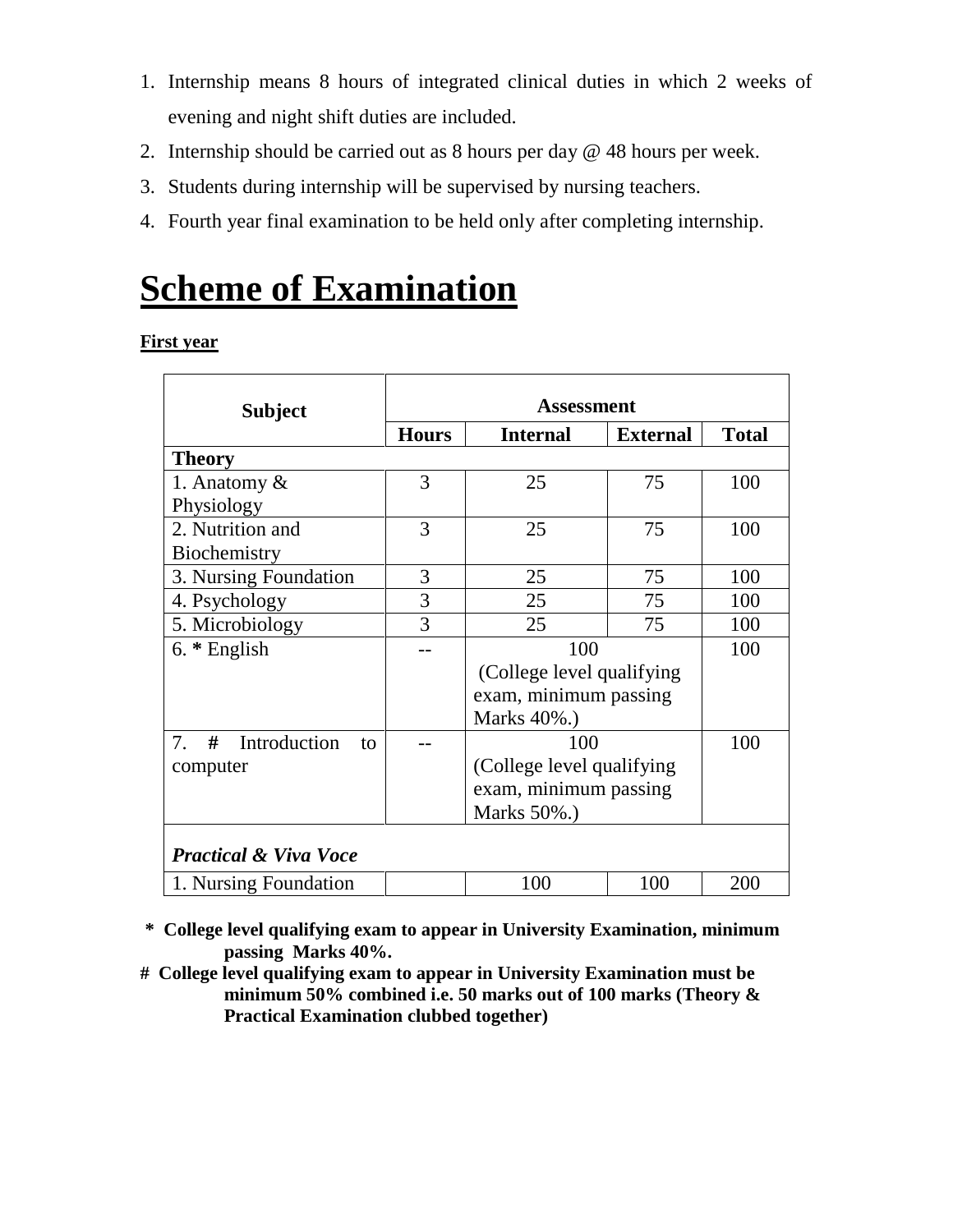1. Internship means 8 hours of integrated clinical duties in which 2 weeks of evening and night shift duties are included.
2. Internship should be carried out as 8 hours per day @ 48 hours per week.
3. Students during internship will be supervised by nursing teachers.
4. Fourth year final examination to be held only after completing internship.

# Scheme of Examination

**First year**

| Subject | Assessment | | | |
|---|---|---|---|---|
| | **Hours** | **Internal** | **External** | **Total** |
| **Theory** | | | | |
| 1. Anatomy & Physiology | 3 | 25 | 75 | 100 |
| 2. Nutrition and Biochemistry | 3 | 25 | 75 | 100 |
| 3. Nursing Foundation | 3 | 25 | 75 | 100 |
| 4. Psychology | 3 | 25 | 75 | 100 |
| 5. Microbiology | 3 | 25 | 75 | 100 |
| 6. * English | -- | 100 (College level qualifying exam, minimum passing Marks 40%.) | | 100 |
| 7. # Introduction to computer | -- | 100 (College level qualifying exam, minimum passing Marks 50%.) | | 100 |
| ***Practical & Viva Voce*** | | | | |
| 1. Nursing Foundation | | 100 | 100 | 200 |

**\* College level qualifying exam to appear in University Examination, minimum passing Marks 40%.**

**# College level qualifying exam to appear in University Examination must be minimum 50% combined i.e. 50 marks out of 100 marks (Theory & Practical Examination clubbed together)**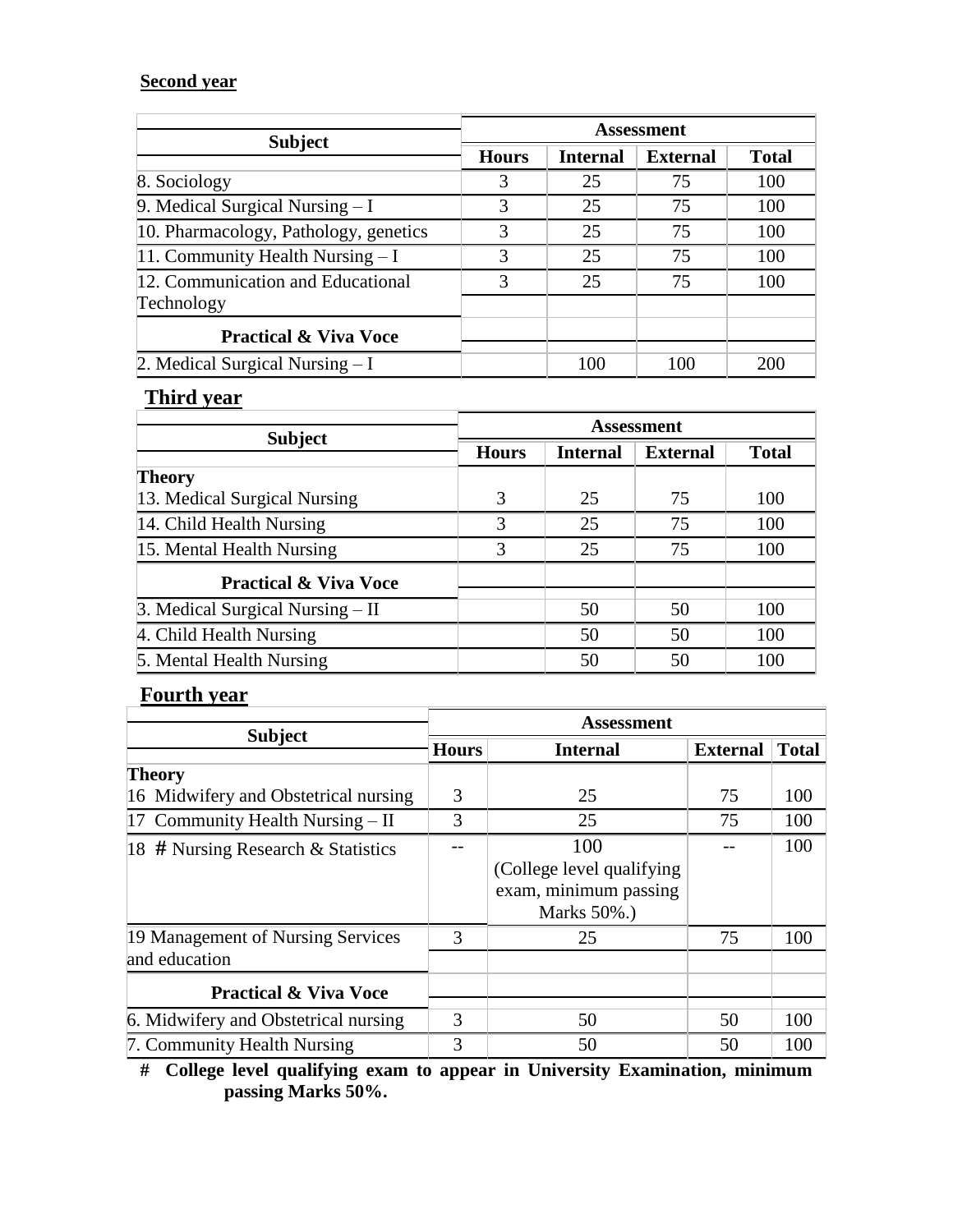**Second year**

| Subject | Assessment | | | |
|---|---|---|---|---|
| | **Hours** | **Internal** | **External** | **Total** |
| 8. Sociology | 3 | 25 | 75 | 100 |
| 9. Medical Surgical Nursing – I | 3 | 25 | 75 | 100 |
| 10. Pharmacology, Pathology, genetics | 3 | 25 | 75 | 100 |
| 11. Community Health Nursing – I | 3 | 25 | 75 | 100 |
| 12. Communication and Educational Technology | 3 | 25 | 75 | 100 |
| **Practical & Viva Voce** | | | | |
| 2. Medical Surgical Nursing – I | | 100 | 100 | 200 |

## Third year

| Subject | Assessment | | | |
|---|---|---|---|---|
| | **Hours** | **Internal** | **External** | **Total** |
| **Theory** | | | | |
| 13. Medical Surgical Nursing | 3 | 25 | 75 | 100 |
| 14. Child Health Nursing | 3 | 25 | 75 | 100 |
| 15. Mental Health Nursing | 3 | 25 | 75 | 100 |
| **Practical & Viva Voce** | | | | |
| 3. Medical Surgical Nursing – II | | 50 | 50 | 100 |
| 4. Child Health Nursing | | 50 | 50 | 100 |
| 5. Mental Health Nursing | | 50 | 50 | 100 |

## Fourth year

| Subject | Assessment | | | |
|---|---|---|---|---|
| | **Hours** | **Internal** | **External** | **Total** |
| **Theory** | | | | |
| 16 Midwifery and Obstetrical nursing | 3 | 25 | 75 | 100 |
| 17 Community Health Nursing – II | 3 | 25 | 75 | 100 |
| 18 # Nursing Research & Statistics | -- | 100 (College level qualifying exam, minimum passing Marks 50%.) | -- | 100 |
| 19 Management of Nursing Services and education | 3 | 25 | 75 | 100 |
| **Practical & Viva Voce** | | | | |
| 6. Midwifery and Obstetrical nursing | 3 | 50 | 50 | 100 |
| 7. Community Health Nursing | 3 | 50 | 50 | 100 |

**# College level qualifying exam to appear in University Examination, minimum passing Marks 50%.**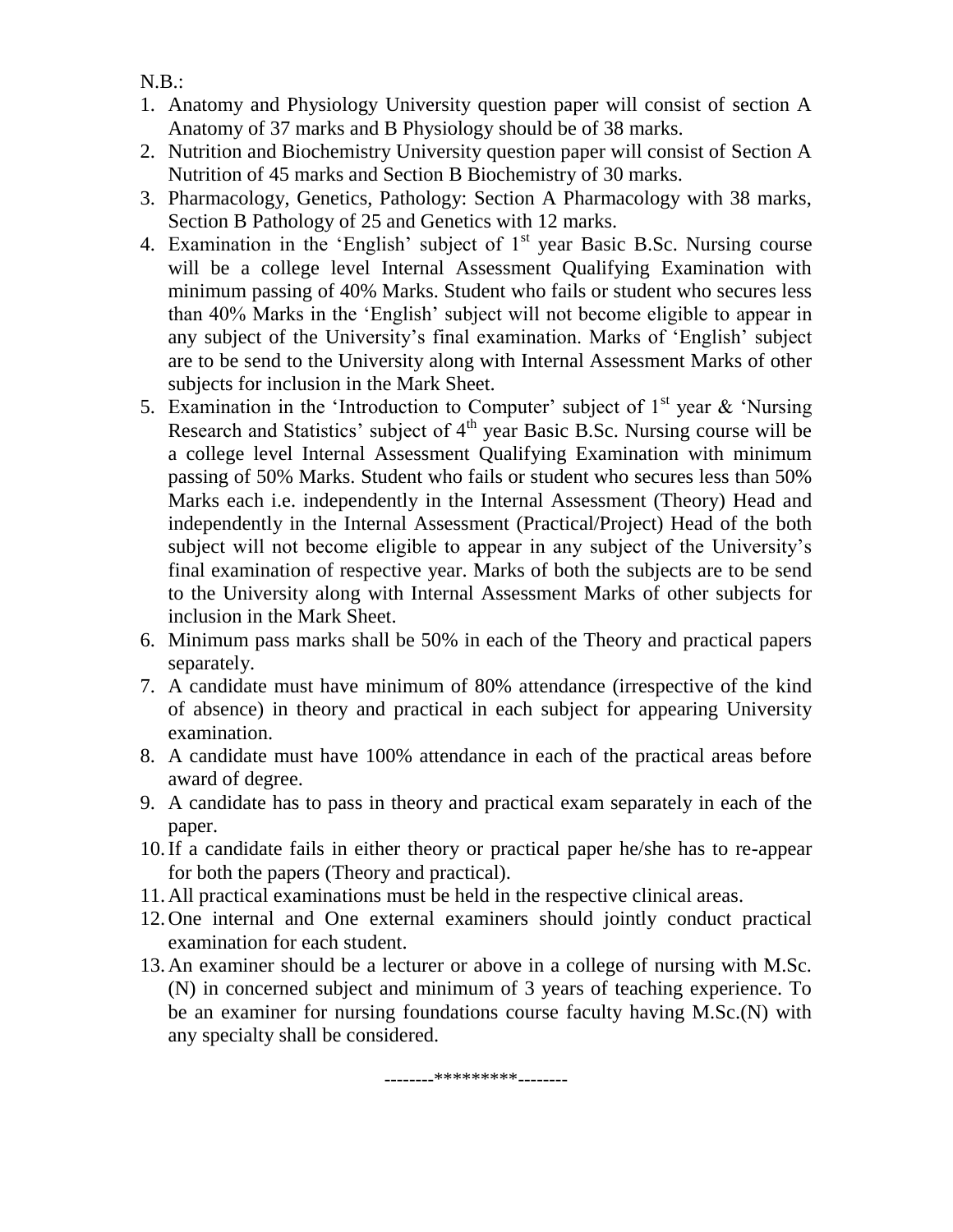N.B.:

1. Anatomy and Physiology University question paper will consist of section A Anatomy of 37 marks and B Physiology should be of 38 marks.
2. Nutrition and Biochemistry University question paper will consist of Section A Nutrition of 45 marks and Section B Biochemistry of 30 marks.
3. Pharmacology, Genetics, Pathology: Section A Pharmacology with 38 marks, Section B Pathology of 25 and Genetics with 12 marks.
4. Examination in the 'English' subject of 1st year Basic B.Sc. Nursing course will be a college level Internal Assessment Qualifying Examination with minimum passing of 40% Marks. Student who fails or student who secures less than 40% Marks in the 'English' subject will not become eligible to appear in any subject of the University's final examination. Marks of 'English' subject are to be send to the University along with Internal Assessment Marks of other subjects for inclusion in the Mark Sheet.
5. Examination in the 'Introduction to Computer' subject of 1st year & 'Nursing Research and Statistics' subject of 4th year Basic B.Sc. Nursing course will be a college level Internal Assessment Qualifying Examination with minimum passing of 50% Marks. Student who fails or student who secures less than 50% Marks each i.e. independently in the Internal Assessment (Theory) Head and independently in the Internal Assessment (Practical/Project) Head of the both subject will not become eligible to appear in any subject of the University's final examination of respective year. Marks of both the subjects are to be send to the University along with Internal Assessment Marks of other subjects for inclusion in the Mark Sheet.
6. Minimum pass marks shall be 50% in each of the Theory and practical papers separately.
7. A candidate must have minimum of 80% attendance (irrespective of the kind of absence) in theory and practical in each subject for appearing University examination.
8. A candidate must have 100% attendance in each of the practical areas before award of degree.
9. A candidate has to pass in theory and practical exam separately in each of the paper.
10. If a candidate fails in either theory or practical paper he/she has to re-appear for both the papers (Theory and practical).
11. All practical examinations must be held in the respective clinical areas.
12. One internal and One external examiners should jointly conduct practical examination for each student.
13. An examiner should be a lecturer or above in a college of nursing with M.Sc. (N) in concerned subject and minimum of 3 years of teaching experience. To be an examiner for nursing foundations course faculty having M.Sc.(N) with any specialty shall be considered.

--------*********--------